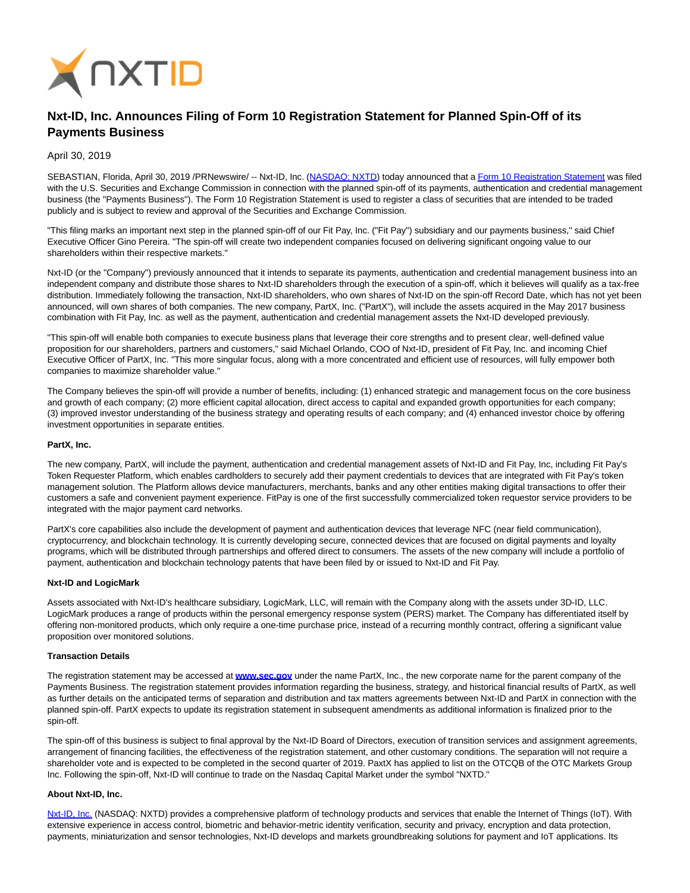# Nxt-ID, Inc. Announces Filing of Form 10 Registration Statement for Planned Spin-Off of its Payments Business

April 30, 2019

SEBASTIAN, Florida, April 30, 2019 /PRNewswire/ -- Nxt-ID, Inc. (NASDAQ: NXTD) today announced that a Form 10 Registration Statement was filed with the U.S. Securities and Exchange Commission in connection with the planned spin-off of its payments, authentication and credential management business (the "Payments Business"). The Form 10 Registration Statement is used to register a class of securities that are intended to be traded publicly and is subject to review and approval of the Securities and Exchange Commission.

"This filing marks an important next step in the planned spin-off of our Fit Pay, Inc. ("Fit Pay") subsidiary and our payments business," said Chief Executive Officer Gino Pereira. "The spin-off will create two independent companies focused on delivering significant ongoing value to our shareholders within their respective markets."

Nxt-ID (or the "Company") previously announced that it intends to separate its payments, authentication and credential management business into an independent company and distribute those shares to Nxt-ID shareholders through the execution of a spin-off, which it believes will qualify as a tax-free distribution. Immediately following the transaction, Nxt-ID shareholders, who own shares of Nxt-ID on the spin-off Record Date, which has not yet been announced, will own shares of both companies. The new company, PartX, Inc. ("PartX"), will include the assets acquired in the May 2017 business combination with Fit Pay, Inc. as well as the payment, authentication and credential management assets the Nxt-ID developed previously.

"This spin-off will enable both companies to execute business plans that leverage their core strengths and to present clear, well-defined value proposition for our shareholders, partners and customers," said Michael Orlando, COO of Nxt-ID, president of Fit Pay, Inc. and incoming Chief Executive Officer of PartX, Inc. "This more singular focus, along with a more concentrated and efficient use of resources, will fully empower both companies to maximize shareholder value."

The Company believes the spin-off will provide a number of benefits, including: (1) enhanced strategic and management focus on the core business and growth of each company; (2) more efficient capital allocation, direct access to capital and expanded growth opportunities for each company; (3) improved investor understanding of the business strategy and operating results of each company; and (4) enhanced investor choice by offering investment opportunities in separate entities.

**PartX, Inc.**

The new company, PartX, will include the payment, authentication and credential management assets of Nxt-ID and Fit Pay, Inc, including Fit Pay's Token Requester Platform, which enables cardholders to securely add their payment credentials to devices that are integrated with Fit Pay's token management solution. The Platform allows device manufacturers, merchants, banks and any other entities making digital transactions to offer their customers a safe and convenient payment experience. FitPay is one of the first successfully commercialized token requestor service providers to be integrated with the major payment card networks.

PartX's core capabilities also include the development of payment and authentication devices that leverage NFC (near field communication), cryptocurrency, and blockchain technology. It is currently developing secure, connected devices that are focused on digital payments and loyalty programs, which will be distributed through partnerships and offered direct to consumers. The assets of the new company will include a portfolio of payment, authentication and blockchain technology patents that have been filed by or issued to Nxt-ID and Fit Pay.

**Nxt-ID and LogicMark**

Assets associated with Nxt-ID's healthcare subsidiary, LogicMark, LLC, will remain with the Company along with the assets under 3D-ID, LLC. LogicMark produces a range of products within the personal emergency response system (PERS) market. The Company has differentiated itself by offering non-monitored products, which only require a one-time purchase price, instead of a recurring monthly contract, offering a significant value proposition over monitored solutions.

**Transaction Details**

The registration statement may be accessed at **www.sec.gov** under the name PartX, Inc., the new corporate name for the parent company of the Payments Business. The registration statement provides information regarding the business, strategy, and historical financial results of PartX, as well as further details on the anticipated terms of separation and distribution and tax matters agreements between Nxt-ID and PartX in connection with the planned spin-off. PartX expects to update its registration statement in subsequent amendments as additional information is finalized prior to the spin-off.

The spin-off of this business is subject to final approval by the Nxt-ID Board of Directors, execution of transition services and assignment agreements, arrangement of financing facilities, the effectiveness of the registration statement, and other customary conditions. The separation will not require a shareholder vote and is expected to be completed in the second quarter of 2019. PaxtX has applied to list on the OTCQB of the OTC Markets Group Inc. Following the spin-off, Nxt-ID will continue to trade on the Nasdaq Capital Market under the symbol "NXTD."

**About Nxt-ID, Inc.**

Nxt-ID, Inc. (NASDAQ: NXTD) provides a comprehensive platform of technology products and services that enable the Internet of Things (IoT). With extensive experience in access control, biometric and behavior-metric identity verification, security and privacy, encryption and data protection, payments, miniaturization and sensor technologies, Nxt-ID develops and markets groundbreaking solutions for payment and IoT applications. Its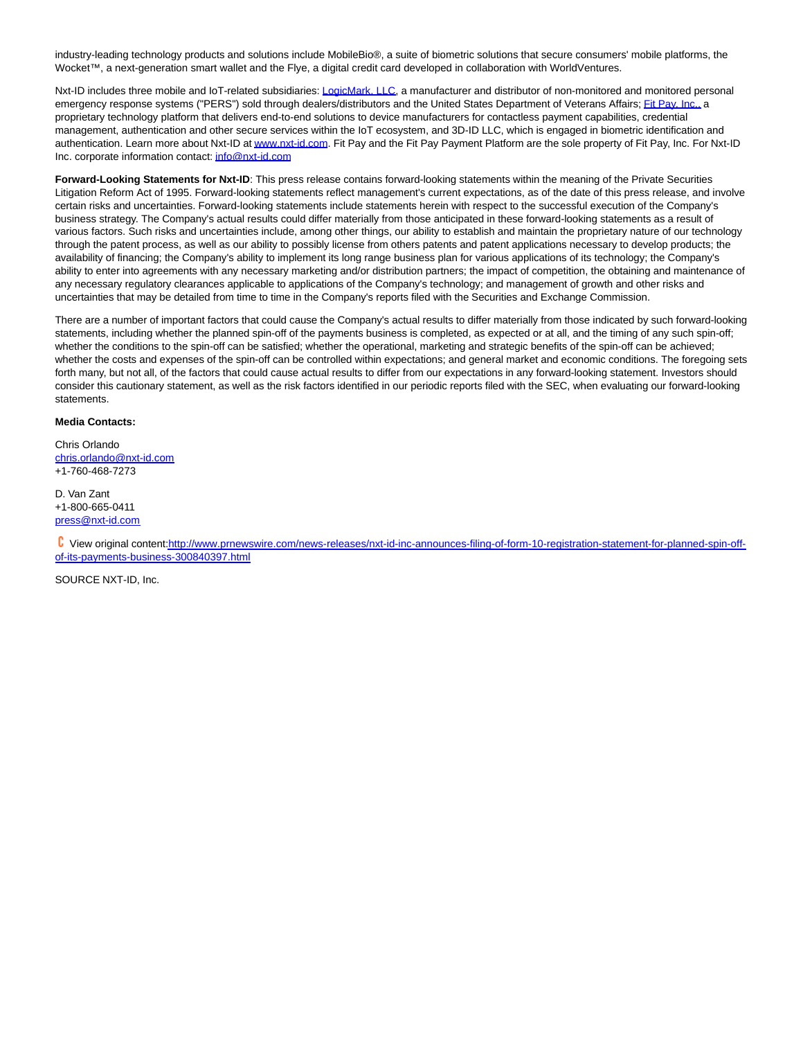industry-leading technology products and solutions include MobileBio®, a suite of biometric solutions that secure consumers' mobile platforms, the Wocket™, a next-generation smart wallet and the Flye, a digital credit card developed in collaboration with WorldVentures.

Nxt-ID includes three mobile and IoT-related subsidiaries: LogicMark, LLC, a manufacturer and distributor of non-monitored and monitored personal emergency response systems ("PERS") sold through dealers/distributors and the United States Department of Veterans Affairs; Fit Pay, Inc., a proprietary technology platform that delivers end-to-end solutions to device manufacturers for contactless payment capabilities, credential management, authentication and other secure services within the IoT ecosystem, and 3D-ID LLC, which is engaged in biometric identification and authentication. Learn more about Nxt-ID at www.nxt-id.com. Fit Pay and the Fit Pay Payment Platform are the sole property of Fit Pay, Inc. For Nxt-ID Inc. corporate information contact: info@nxt-id.com

**Forward-Looking Statements for Nxt-ID**: This press release contains forward-looking statements within the meaning of the Private Securities Litigation Reform Act of 1995. Forward-looking statements reflect management's current expectations, as of the date of this press release, and involve certain risks and uncertainties. Forward-looking statements include statements herein with respect to the successful execution of the Company's business strategy. The Company's actual results could differ materially from those anticipated in these forward-looking statements as a result of various factors. Such risks and uncertainties include, among other things, our ability to establish and maintain the proprietary nature of our technology through the patent process, as well as our ability to possibly license from others patents and patent applications necessary to develop products; the availability of financing; the Company's ability to implement its long range business plan for various applications of its technology; the Company's ability to enter into agreements with any necessary marketing and/or distribution partners; the impact of competition, the obtaining and maintenance of any necessary regulatory clearances applicable to applications of the Company's technology; and management of growth and other risks and uncertainties that may be detailed from time to time in the Company's reports filed with the Securities and Exchange Commission.

There are a number of important factors that could cause the Company's actual results to differ materially from those indicated by such forward-looking statements, including whether the planned spin-off of the payments business is completed, as expected or at all, and the timing of any such spin-off; whether the conditions to the spin-off can be satisfied; whether the operational, marketing and strategic benefits of the spin-off can be achieved; whether the costs and expenses of the spin-off can be controlled within expectations; and general market and economic conditions. The foregoing sets forth many, but not all, of the factors that could cause actual results to differ from our expectations in any forward-looking statement. Investors should consider this cautionary statement, as well as the risk factors identified in our periodic reports filed with the SEC, when evaluating our forward-looking statements.

**Media Contacts:**

Chris Orlando
chris.orlando@nxt-id.com
+1-760-468-7273

D. Van Zant
+1-800-665-0411
press@nxt-id.com

View original content:http://www.prnewswire.com/news-releases/nxt-id-inc-announces-filing-of-form-10-registration-statement-for-planned-spin-off-of-its-payments-business-300840397.html

SOURCE NXT-ID, Inc.